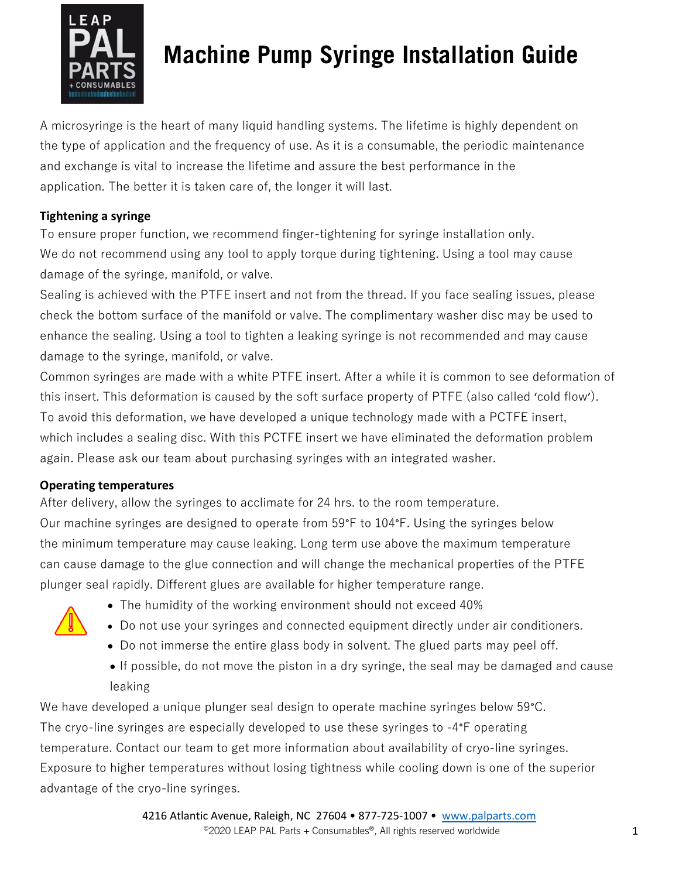# Machine Pump Syringe Installation Guide

A microsyringe is the heart of many liquid handling systems. The lifetime is highly dependent on the type of application and the frequency of use. As it is a consumable, the periodic maintenance and exchange is vital to increase the lifetime and assure the best performance in the application. The better it is taken care of, the longer it will last.

**Tightening a syringe**

To ensure proper function, we recommend finger-tightening for syringe installation only.
We do not recommend using any tool to apply torque during tightening. Using a tool may cause damage of the syringe, manifold, or valve.
Sealing is achieved with the PTFE insert and not from the thread. If you face sealing issues, please check the bottom surface of the manifold or valve. The complimentary washer disc may be used to enhance the sealing. Using a tool to tighten a leaking syringe is not recommended and may cause damage to the syringe, manifold, or valve.
Common syringes are made with a white PTFE insert. After a while it is common to see deformation of this insert. This deformation is caused by the soft surface property of PTFE (also called 'cold flow'). To avoid this deformation, we have developed a unique technology made with a PCTFE insert, which includes a sealing disc. With this PCTFE insert we have eliminated the deformation problem again. Please ask our team about purchasing syringes with an integrated washer.

**Operating temperatures**

After delivery, allow the syringes to acclimate for 24 hrs. to the room temperature.
Our machine syringes are designed to operate from 59°F to 104°F. Using the syringes below the minimum temperature may cause leaking. Long term use above the maximum temperature can cause damage to the glue connection and will change the mechanical properties of the PTFE plunger seal rapidly. Different glues are available for higher temperature range.

- The humidity of the working environment should not exceed 40%
- Do not use your syringes and connected equipment directly under air conditioners.
- Do not immerse the entire glass body in solvent. The glued parts may peel off.
- If possible, do not move the piston in a dry syringe, the seal may be damaged and cause leaking

We have developed a unique plunger seal design to operate machine syringes below 59°C.
The cryo-line syringes are especially developed to use these syringes to -4°F operating temperature. Contact our team to get more information about availability of cryo-line syringes.
Exposure to higher temperatures without losing tightness while cooling down is one of the superior advantage of the cryo-line syringes.

4216 Atlantic Avenue, Raleigh, NC 27604 • 877-725-1007 • www.palparts.com
©2020 LEAP PAL Parts + Consumables®, All rights reserved worldwide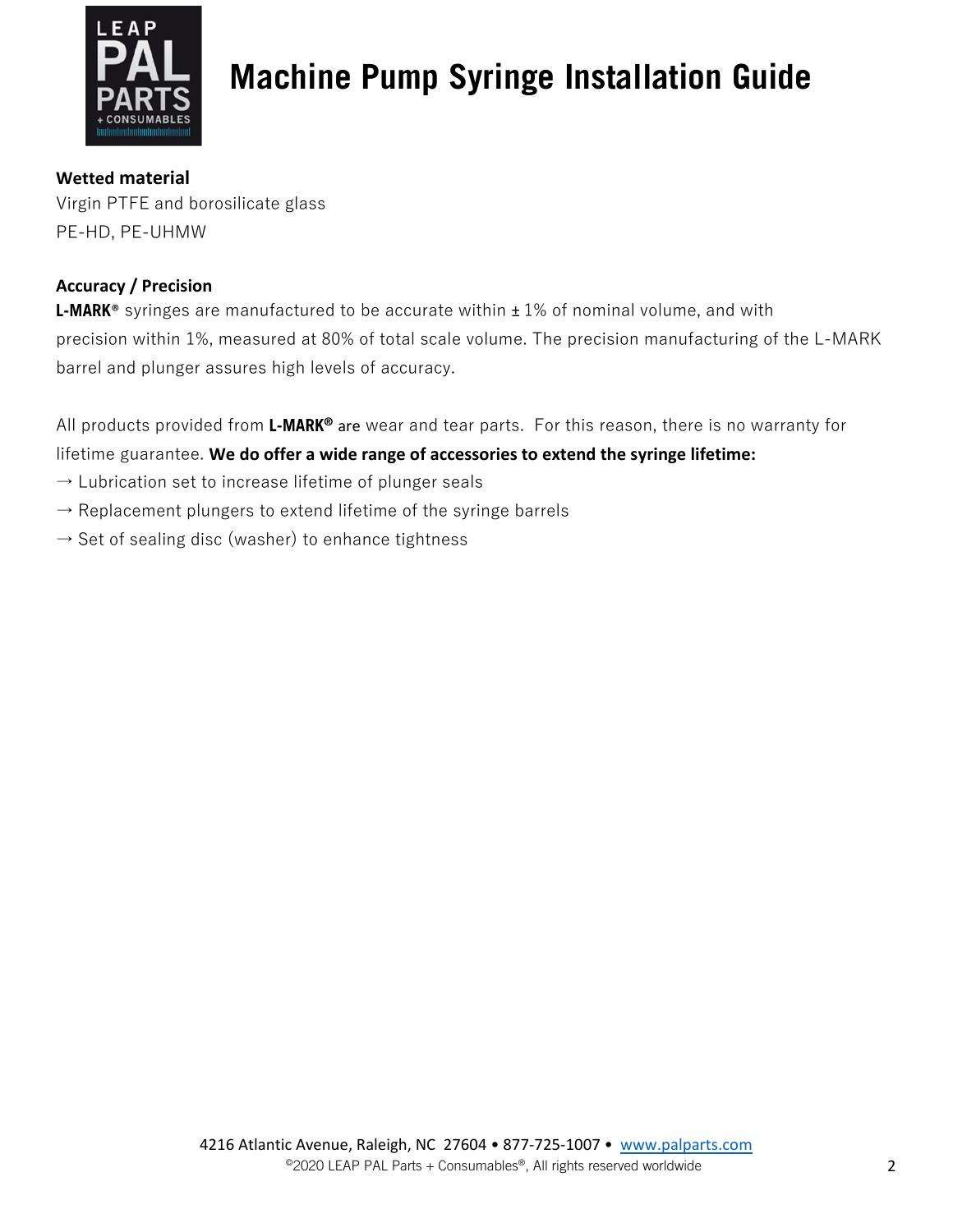**Wetted material**

Virgin PTFE and borosilicate glass

PE-HD, PE-UHMW

**Accuracy / Precision**

**L-MARK®** syringes are manufactured to be accurate within ± 1% of nominal volume, and with precision within 1%, measured at 80% of total scale volume. The precision manufacturing of the L-MARK barrel and plunger assures high levels of accuracy.

All products provided from **L-MARK®** are wear and tear parts. For this reason, there is no warranty for lifetime guarantee. **We do offer a wide range of accessories to extend the syringe lifetime:**

→ Lubrication set to increase lifetime of plunger seals

→ Replacement plungers to extend lifetime of the syringe barrels

→ Set of sealing disc (washer) to enhance tightness

4216 Atlantic Avenue, Raleigh, NC 27604 • 877-725-1007 • www.palparts.com

©2020 LEAP PAL Parts + Consumables®, All rights reserved worldwide